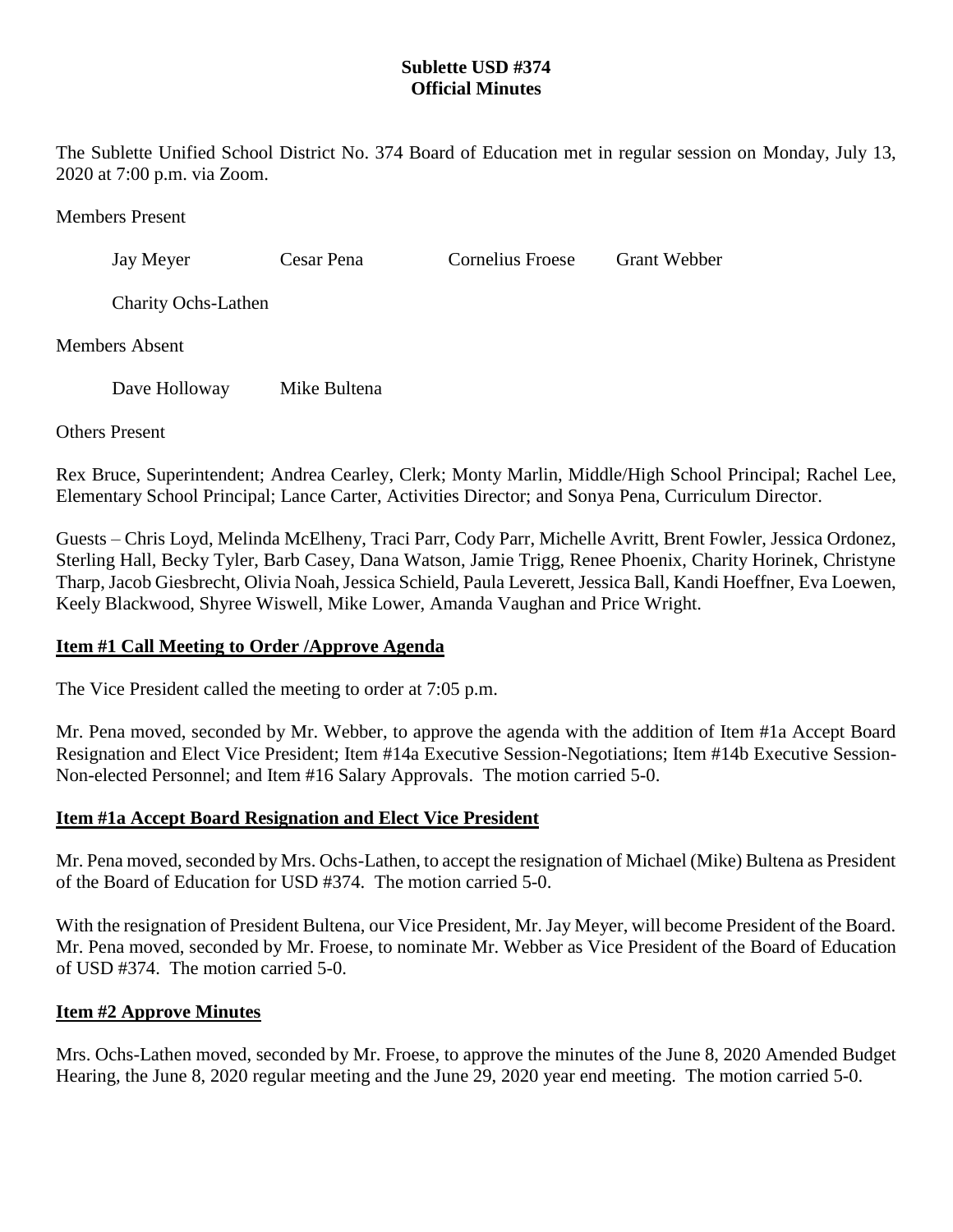**Sublette USD #374**
**Official Minutes**

The Sublette Unified School District No. 374 Board of Education met in regular session on Monday, July 13, 2020 at 7:00 p.m. via Zoom.

Members Present

Jay Meyer    Cesar Pena    Cornelius Froese    Grant Webber

Charity Ochs-Lathen

Members Absent

Dave Holloway    Mike Bultena

Others Present

Rex Bruce, Superintendent; Andrea Cearley, Clerk; Monty Marlin, Middle/High School Principal; Rachel Lee, Elementary School Principal; Lance Carter, Activities Director; and Sonya Pena, Curriculum Director.

Guests – Chris Loyd, Melinda McElheny, Traci Parr, Cody Parr, Michelle Avritt, Brent Fowler, Jessica Ordonez, Sterling Hall, Becky Tyler, Barb Casey, Dana Watson, Jamie Trigg, Renee Phoenix, Charity Horinek, Christyne Tharp, Jacob Giesbrecht, Olivia Noah, Jessica Schield, Paula Leverett, Jessica Ball, Kandi Hoeffner, Eva Loewen, Keely Blackwood, Shyree Wiswell, Mike Lower, Amanda Vaughan and Price Wright.

**Item #1 Call Meeting to Order /Approve Agenda**

The Vice President called the meeting to order at 7:05 p.m.

Mr. Pena moved, seconded by Mr. Webber, to approve the agenda with the addition of Item #1a Accept Board Resignation and Elect Vice President; Item #14a Executive Session-Negotiations; Item #14b Executive Session-Non-elected Personnel; and Item #16 Salary Approvals. The motion carried 5-0.

**Item #1a Accept Board Resignation and Elect Vice President**

Mr. Pena moved, seconded by Mrs. Ochs-Lathen, to accept the resignation of Michael (Mike) Bultena as President of the Board of Education for USD #374. The motion carried 5-0.

With the resignation of President Bultena, our Vice President, Mr. Jay Meyer, will become President of the Board. Mr. Pena moved, seconded by Mr. Froese, to nominate Mr. Webber as Vice President of the Board of Education of USD #374. The motion carried 5-0.

**Item #2 Approve Minutes**

Mrs. Ochs-Lathen moved, seconded by Mr. Froese, to approve the minutes of the June 8, 2020 Amended Budget Hearing, the June 8, 2020 regular meeting and the June 29, 2020 year end meeting. The motion carried 5-0.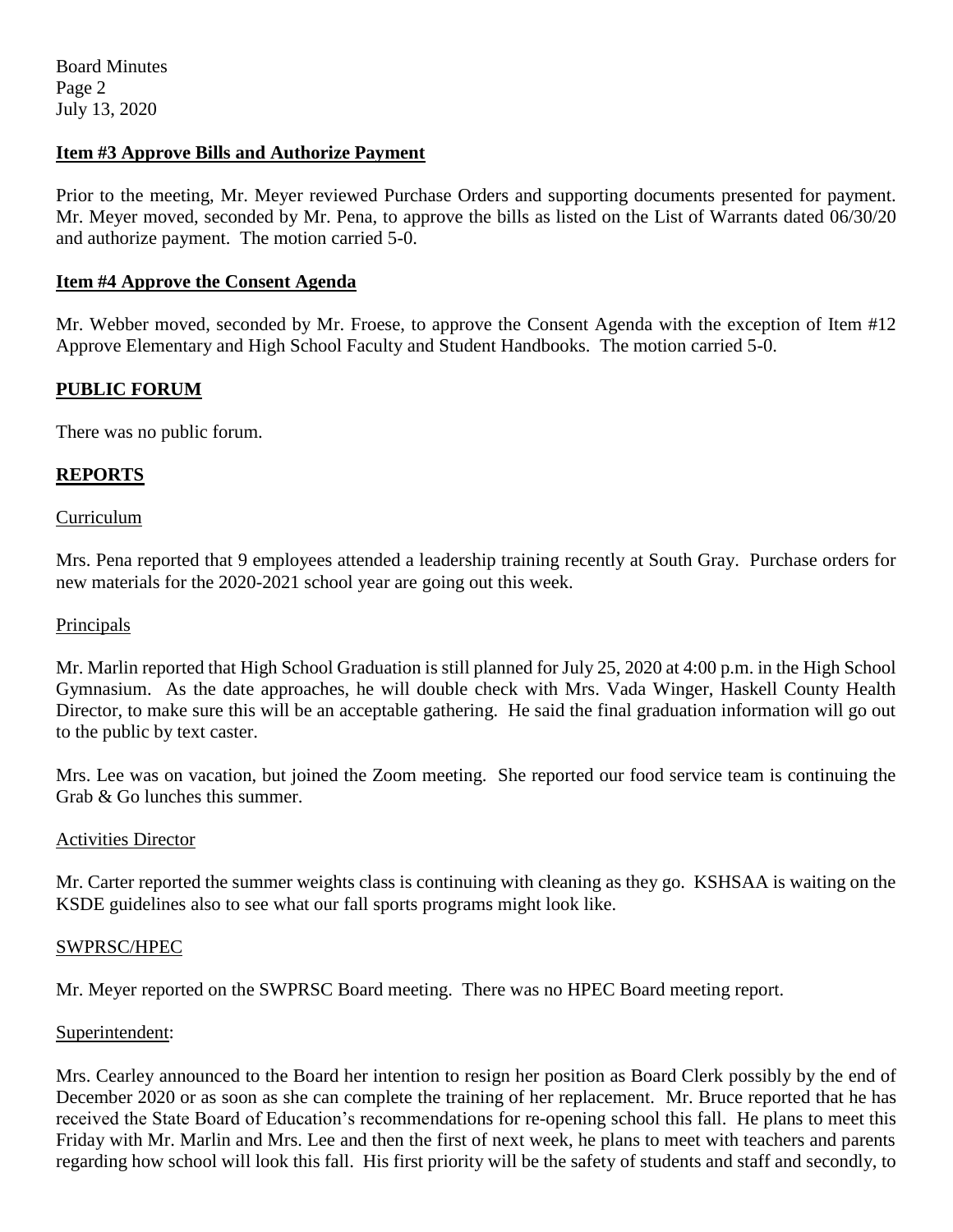### Item #3 Approve Bills and Authorize Payment

Prior to the meeting, Mr. Meyer reviewed Purchase Orders and supporting documents presented for payment. Mr. Meyer moved, seconded by Mr. Pena, to approve the bills as listed on the List of Warrants dated 06/30/20 and authorize payment. The motion carried 5-0.

### Item #4 Approve the Consent Agenda

Mr. Webber moved, seconded by Mr. Froese, to approve the Consent Agenda with the exception of Item #12 Approve Elementary and High School Faculty and Student Handbooks. The motion carried 5-0.

## PUBLIC FORUM

There was no public forum.

## REPORTS

### Curriculum

Mrs. Pena reported that 9 employees attended a leadership training recently at South Gray. Purchase orders for new materials for the 2020-2021 school year are going out this week.

### Principals

Mr. Marlin reported that High School Graduation is still planned for July 25, 2020 at 4:00 p.m. in the High School Gymnasium. As the date approaches, he will double check with Mrs. Vada Winger, Haskell County Health Director, to make sure this will be an acceptable gathering. He said the final graduation information will go out to the public by text caster.

Mrs. Lee was on vacation, but joined the Zoom meeting. She reported our food service team is continuing the Grab & Go lunches this summer.

### Activities Director

Mr. Carter reported the summer weights class is continuing with cleaning as they go. KSHSAA is waiting on the KSDE guidelines also to see what our fall sports programs might look like.

### SWPRSC/HPEC

Mr. Meyer reported on the SWPRSC Board meeting. There was no HPEC Board meeting report.

### Superintendent:

Mrs. Cearley announced to the Board her intention to resign her position as Board Clerk possibly by the end of December 2020 or as soon as she can complete the training of her replacement. Mr. Bruce reported that he has received the State Board of Education's recommendations for re-opening school this fall. He plans to meet this Friday with Mr. Marlin and Mrs. Lee and then the first of next week, he plans to meet with teachers and parents regarding how school will look this fall. His first priority will be the safety of students and staff and secondly, to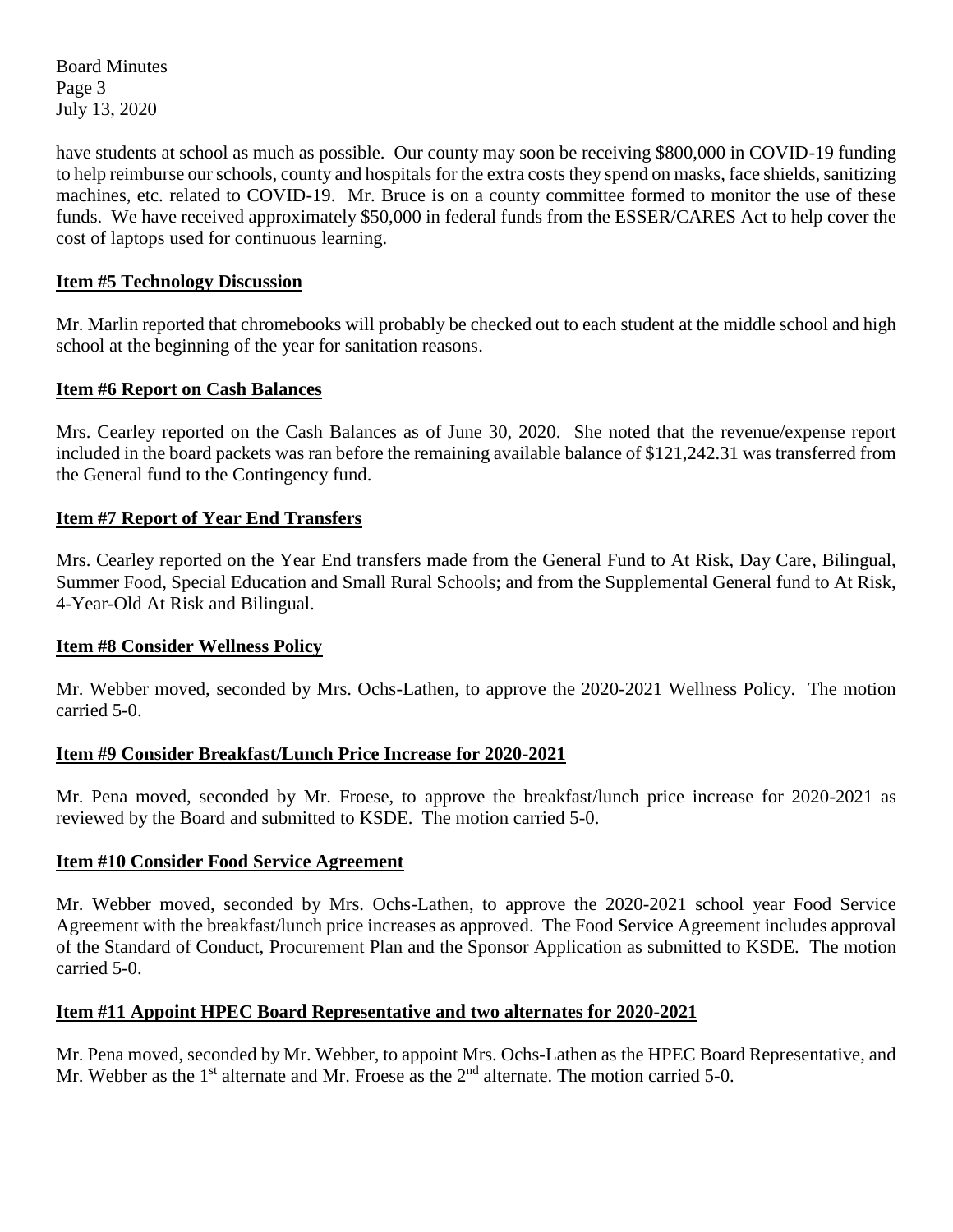have students at school as much as possible. Our county may soon be receiving $800,000 in COVID-19 funding to help reimburse our schools, county and hospitals for the extra costs they spend on masks, face shields, sanitizing machines, etc. related to COVID-19. Mr. Bruce is on a county committee formed to monitor the use of these funds. We have received approximately $50,000 in federal funds from the ESSER/CARES Act to help cover the cost of laptops used for continuous learning.

**Item #5 Technology Discussion**

Mr. Marlin reported that chromebooks will probably be checked out to each student at the middle school and high school at the beginning of the year for sanitation reasons.

**Item #6 Report on Cash Balances**

Mrs. Cearley reported on the Cash Balances as of June 30, 2020. She noted that the revenue/expense report included in the board packets was ran before the remaining available balance of $121,242.31 was transferred from the General fund to the Contingency fund.

**Item #7 Report of Year End Transfers**

Mrs. Cearley reported on the Year End transfers made from the General Fund to At Risk, Day Care, Bilingual, Summer Food, Special Education and Small Rural Schools; and from the Supplemental General fund to At Risk, 4-Year-Old At Risk and Bilingual.

**Item #8 Consider Wellness Policy**

Mr. Webber moved, seconded by Mrs. Ochs-Lathen, to approve the 2020-2021 Wellness Policy. The motion carried 5-0.

**Item #9 Consider Breakfast/Lunch Price Increase for 2020-2021**

Mr. Pena moved, seconded by Mr. Froese, to approve the breakfast/lunch price increase for 2020-2021 as reviewed by the Board and submitted to KSDE. The motion carried 5-0.

**Item #10 Consider Food Service Agreement**

Mr. Webber moved, seconded by Mrs. Ochs-Lathen, to approve the 2020-2021 school year Food Service Agreement with the breakfast/lunch price increases as approved. The Food Service Agreement includes approval of the Standard of Conduct, Procurement Plan and the Sponsor Application as submitted to KSDE. The motion carried 5-0.

**Item #11 Appoint HPEC Board Representative and two alternates for 2020-2021**

Mr. Pena moved, seconded by Mr. Webber, to appoint Mrs. Ochs-Lathen as the HPEC Board Representative, and Mr. Webber as the 1st alternate and Mr. Froese as the 2nd alternate. The motion carried 5-0.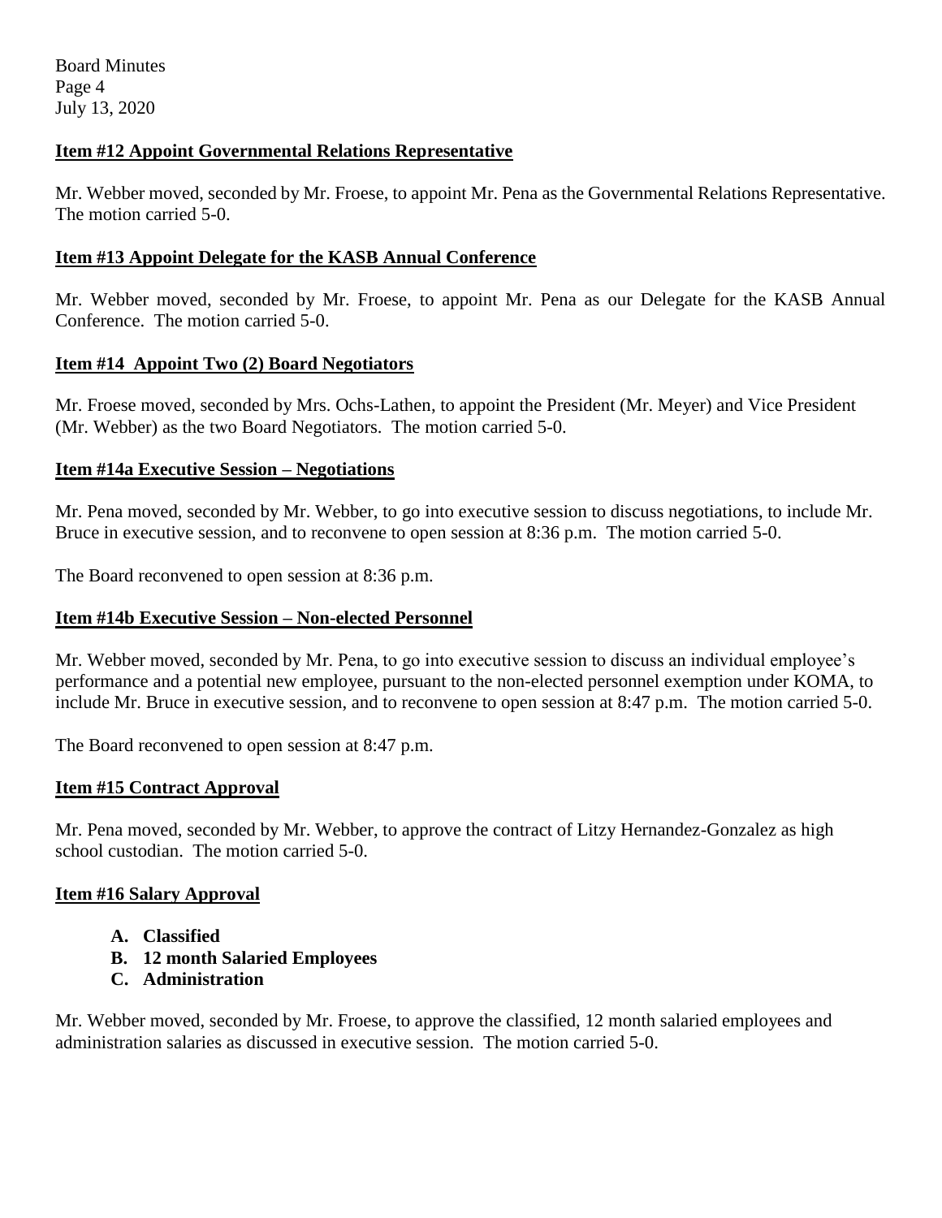**Item #12 Appoint Governmental Relations Representative**

Mr. Webber moved, seconded by Mr. Froese, to appoint Mr. Pena as the Governmental Relations Representative. The motion carried 5-0.

**Item #13 Appoint Delegate for the KASB Annual Conference**

Mr. Webber moved, seconded by Mr. Froese, to appoint Mr. Pena as our Delegate for the KASB Annual Conference. The motion carried 5-0.

**Item #14 Appoint Two (2) Board Negotiators**

Mr. Froese moved, seconded by Mrs. Ochs-Lathen, to appoint the President (Mr. Meyer) and Vice President (Mr. Webber) as the two Board Negotiators. The motion carried 5-0.

**Item #14a Executive Session – Negotiations**

Mr. Pena moved, seconded by Mr. Webber, to go into executive session to discuss negotiations, to include Mr. Bruce in executive session, and to reconvene to open session at 8:36 p.m. The motion carried 5-0.

The Board reconvened to open session at 8:36 p.m.

**Item #14b Executive Session – Non-elected Personnel**

Mr. Webber moved, seconded by Mr. Pena, to go into executive session to discuss an individual employee's performance and a potential new employee, pursuant to the non-elected personnel exemption under KOMA, to include Mr. Bruce in executive session, and to reconvene to open session at 8:47 p.m. The motion carried 5-0.

The Board reconvened to open session at 8:47 p.m.

**Item #15 Contract Approval**

Mr. Pena moved, seconded by Mr. Webber, to approve the contract of Litzy Hernandez-Gonzalez as high school custodian. The motion carried 5-0.

**Item #16 Salary Approval**

- **A. Classified**
- **B. 12 month Salaried Employees**
- **C. Administration**

Mr. Webber moved, seconded by Mr. Froese, to approve the classified, 12 month salaried employees and administration salaries as discussed in executive session. The motion carried 5-0.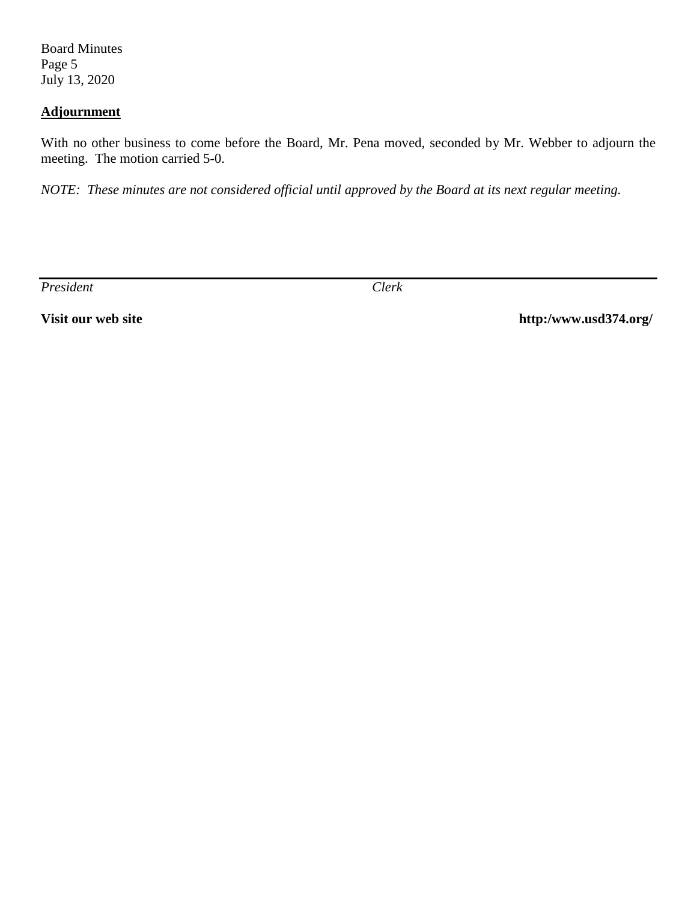**Adjournment**

With no other business to come before the Board, Mr. Pena moved, seconded by Mr. Webber to adjourn the meeting. The motion carried 5-0.

*NOTE: These minutes are not considered official until approved by the Board at its next regular meeting.*

*President* *Clerk*

**Visit our web site** **http:/www.usd374.org/**